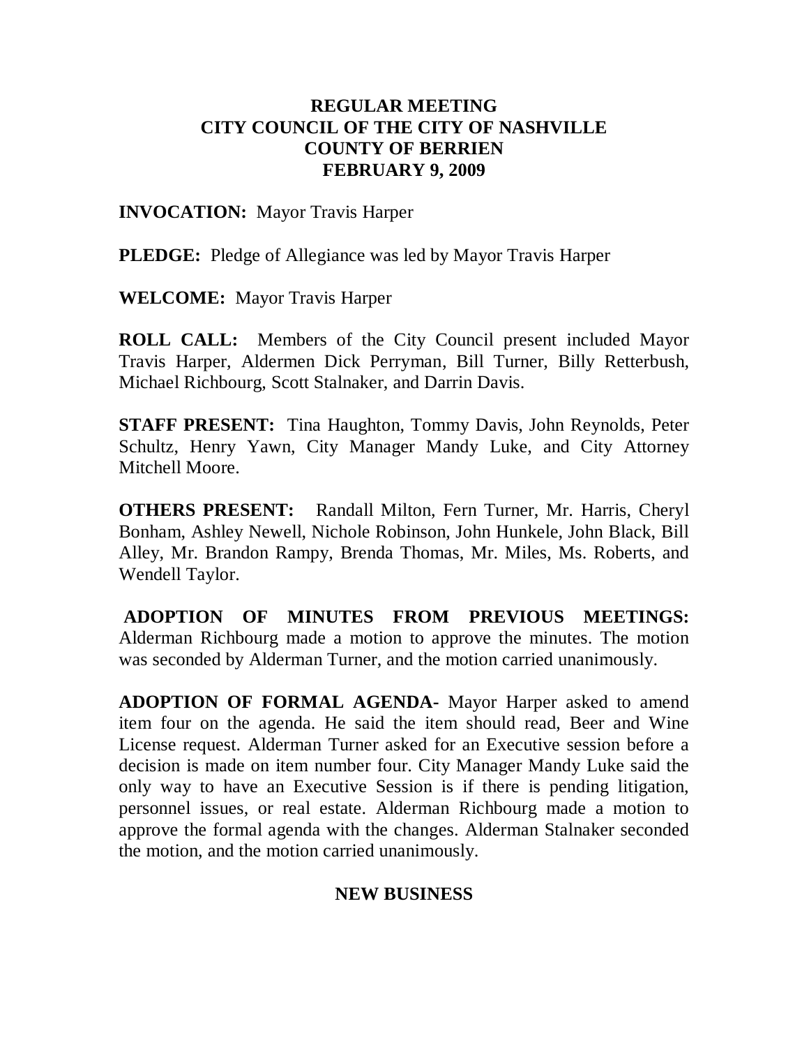# REGULAR MEETING
# CITY COUNCIL OF THE CITY OF NASHVILLE
# COUNTY OF BERRIEN
# FEBRUARY 9, 2009

**INVOCATION:** Mayor Travis Harper

**PLEDGE:** Pledge of Allegiance was led by Mayor Travis Harper

**WELCOME:** Mayor Travis Harper

**ROLL CALL:** Members of the City Council present included Mayor Travis Harper, Aldermen Dick Perryman, Bill Turner, Billy Retterbush, Michael Richbourg, Scott Stalnaker, and Darrin Davis.

**STAFF PRESENT:** Tina Haughton, Tommy Davis, John Reynolds, Peter Schultz, Henry Yawn, City Manager Mandy Luke, and City Attorney Mitchell Moore.

**OTHERS PRESENT:** Randall Milton, Fern Turner, Mr. Harris, Cheryl Bonham, Ashley Newell, Nichole Robinson, John Hunkele, John Black, Bill Alley, Mr. Brandon Rampy, Brenda Thomas, Mr. Miles, Ms. Roberts, and Wendell Taylor.

**ADOPTION OF MINUTES FROM PREVIOUS MEETINGS:** Alderman Richbourg made a motion to approve the minutes. The motion was seconded by Alderman Turner, and the motion carried unanimously.

**ADOPTION OF FORMAL AGENDA-** Mayor Harper asked to amend item four on the agenda. He said the item should read, Beer and Wine License request. Alderman Turner asked for an Executive session before a decision is made on item number four. City Manager Mandy Luke said the only way to have an Executive Session is if there is pending litigation, personnel issues, or real estate. Alderman Richbourg made a motion to approve the formal agenda with the changes. Alderman Stalnaker seconded the motion, and the motion carried unanimously.

## NEW BUSINESS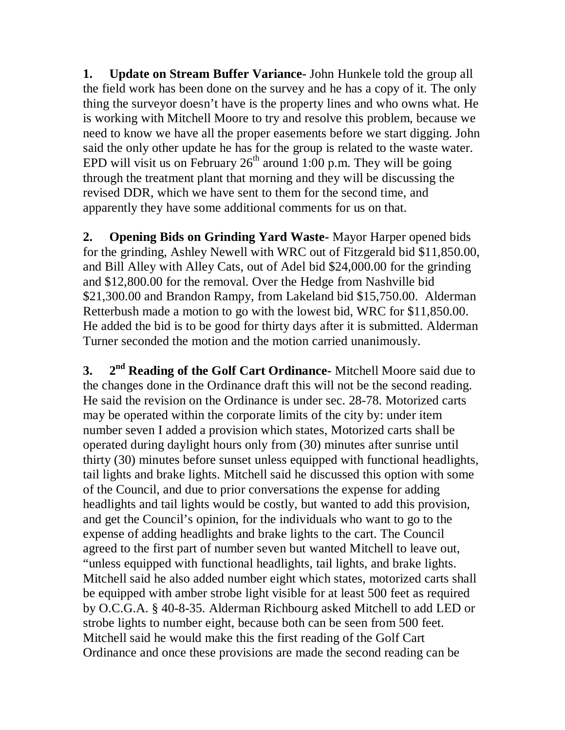**1. Update on Stream Buffer Variance-** John Hunkele told the group all the field work has been done on the survey and he has a copy of it. The only thing the surveyor doesn't have is the property lines and who owns what. He is working with Mitchell Moore to try and resolve this problem, because we need to know we have all the proper easements before we start digging. John said the only other update he has for the group is related to the waste water. EPD will visit us on February 26th around 1:00 p.m. They will be going through the treatment plant that morning and they will be discussing the revised DDR, which we have sent to them for the second time, and apparently they have some additional comments for us on that.

**2. Opening Bids on Grinding Yard Waste-** Mayor Harper opened bids for the grinding, Ashley Newell with WRC out of Fitzgerald bid $11,850.00, and Bill Alley with Alley Cats, out of Adel bid $24,000.00 for the grinding and $12,800.00 for the removal. Over the Hedge from Nashville bid $21,300.00 and Brandon Rampy, from Lakeland bid $15,750.00. Alderman Retterbush made a motion to go with the lowest bid, WRC for $11,850.00. He added the bid is to be good for thirty days after it is submitted. Alderman Turner seconded the motion and the motion carried unanimously.

**3. 2nd Reading of the Golf Cart Ordinance-** Mitchell Moore said due to the changes done in the Ordinance draft this will not be the second reading. He said the revision on the Ordinance is under sec. 28-78. Motorized carts may be operated within the corporate limits of the city by: under item number seven I added a provision which states, Motorized carts shall be operated during daylight hours only from (30) minutes after sunrise until thirty (30) minutes before sunset unless equipped with functional headlights, tail lights and brake lights. Mitchell said he discussed this option with some of the Council, and due to prior conversations the expense for adding headlights and tail lights would be costly, but wanted to add this provision, and get the Council's opinion, for the individuals who want to go to the expense of adding headlights and brake lights to the cart. The Council agreed to the first part of number seven but wanted Mitchell to leave out, "unless equipped with functional headlights, tail lights, and brake lights. Mitchell said he also added number eight which states, motorized carts shall be equipped with amber strobe light visible for at least 500 feet as required by O.C.G.A. § 40-8-35. Alderman Richbourg asked Mitchell to add LED or strobe lights to number eight, because both can be seen from 500 feet. Mitchell said he would make this the first reading of the Golf Cart Ordinance and once these provisions are made the second reading can be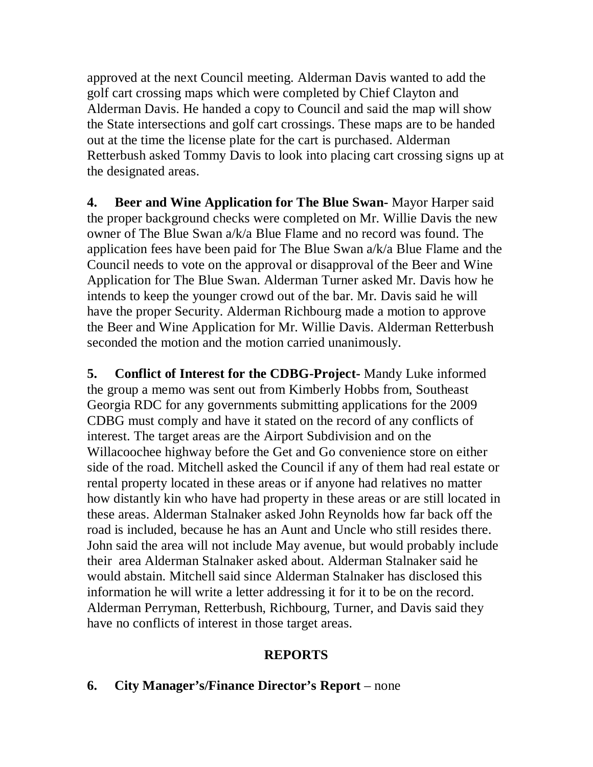approved at the next Council meeting. Alderman Davis wanted to add the golf cart crossing maps which were completed by Chief Clayton and Alderman Davis. He handed a copy to Council and said the map will show the State intersections and golf cart crossings. These maps are to be handed out at the time the license plate for the cart is purchased. Alderman Retterbush asked Tommy Davis to look into placing cart crossing signs up at the designated areas.

**4. Beer and Wine Application for The Blue Swan-** Mayor Harper said the proper background checks were completed on Mr. Willie Davis the new owner of The Blue Swan a/k/a Blue Flame and no record was found. The application fees have been paid for The Blue Swan a/k/a Blue Flame and the Council needs to vote on the approval or disapproval of the Beer and Wine Application for The Blue Swan. Alderman Turner asked Mr. Davis how he intends to keep the younger crowd out of the bar. Mr. Davis said he will have the proper Security. Alderman Richbourg made a motion to approve the Beer and Wine Application for Mr. Willie Davis. Alderman Retterbush seconded the motion and the motion carried unanimously.

**5. Conflict of Interest for the CDBG-Project-** Mandy Luke informed the group a memo was sent out from Kimberly Hobbs from, Southeast Georgia RDC for any governments submitting applications for the 2009 CDBG must comply and have it stated on the record of any conflicts of interest. The target areas are the Airport Subdivision and on the Willacoochee highway before the Get and Go convenience store on either side of the road. Mitchell asked the Council if any of them had real estate or rental property located in these areas or if anyone had relatives no matter how distantly kin who have had property in these areas or are still located in these areas. Alderman Stalnaker asked John Reynolds how far back off the road is included, because he has an Aunt and Uncle who still resides there. John said the area will not include May avenue, but would probably include their area Alderman Stalnaker asked about. Alderman Stalnaker said he would abstain. Mitchell said since Alderman Stalnaker has disclosed this information he will write a letter addressing it for it to be on the record. Alderman Perryman, Retterbush, Richbourg, Turner, and Davis said they have no conflicts of interest in those target areas.

## REPORTS

**6. City Manager's/Finance Director's Report** – none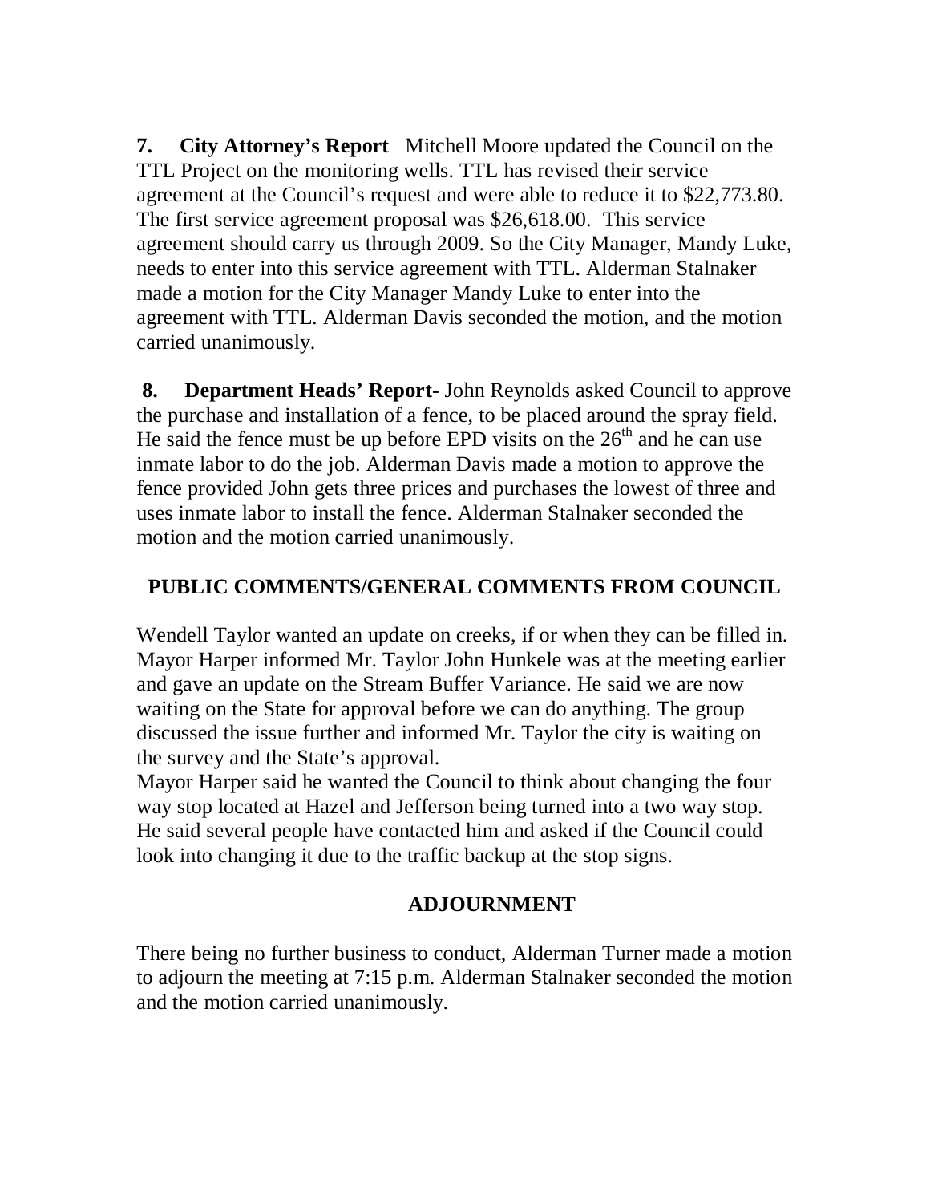**7. City Attorney's Report** Mitchell Moore updated the Council on the TTL Project on the monitoring wells. TTL has revised their service agreement at the Council's request and were able to reduce it to $22,773.80. The first service agreement proposal was $26,618.00. This service agreement should carry us through 2009. So the City Manager, Mandy Luke, needs to enter into this service agreement with TTL. Alderman Stalnaker made a motion for the City Manager Mandy Luke to enter into the agreement with TTL. Alderman Davis seconded the motion, and the motion carried unanimously.

**8. Department Heads' Report-** John Reynolds asked Council to approve the purchase and installation of a fence, to be placed around the spray field. He said the fence must be up before EPD visits on the 26th and he can use inmate labor to do the job. Alderman Davis made a motion to approve the fence provided John gets three prices and purchases the lowest of three and uses inmate labor to install the fence. Alderman Stalnaker seconded the motion and the motion carried unanimously.

## PUBLIC COMMENTS/GENERAL COMMENTS FROM COUNCIL

Wendell Taylor wanted an update on creeks, if or when they can be filled in. Mayor Harper informed Mr. Taylor John Hunkele was at the meeting earlier and gave an update on the Stream Buffer Variance. He said we are now waiting on the State for approval before we can do anything. The group discussed the issue further and informed Mr. Taylor the city is waiting on the survey and the State's approval.

Mayor Harper said he wanted the Council to think about changing the four way stop located at Hazel and Jefferson being turned into a two way stop. He said several people have contacted him and asked if the Council could look into changing it due to the traffic backup at the stop signs.

## ADJOURNMENT

There being no further business to conduct, Alderman Turner made a motion to adjourn the meeting at 7:15 p.m. Alderman Stalnaker seconded the motion and the motion carried unanimously.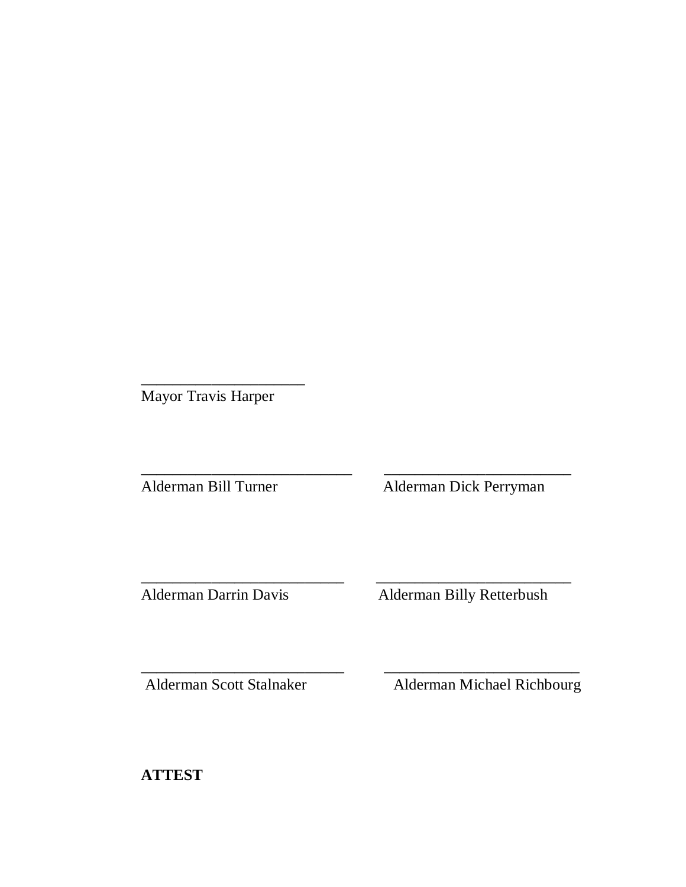\_\_\_\_\_\_\_\_\_\_\_\_\_\_\_\_\_\_\_\_\_\_
Mayor Travis Harper

| | |
|---|---|
| \_\_\_\_\_\_\_\_\_\_\_\_\_\_\_\_\_\_\_\_\_\_\_\_\_\_\_\_ | \_\_\_\_\_\_\_\_\_\_\_\_\_\_\_\_\_\_\_\_\_\_\_\_\_ |
| Alderman Bill Turner | Alderman Dick Perryman |
| \_\_\_\_\_\_\_\_\_\_\_\_\_\_\_\_\_\_\_\_\_\_\_\_\_\_\_ | \_\_\_\_\_\_\_\_\_\_\_\_\_\_\_\_\_\_\_\_\_\_\_\_\_\_ |
| Alderman Darrin Davis | Alderman Billy Retterbush |
| \_\_\_\_\_\_\_\_\_\_\_\_\_\_\_\_\_\_\_\_\_\_\_\_\_\_\_ | \_\_\_\_\_\_\_\_\_\_\_\_\_\_\_\_\_\_\_\_\_\_\_\_\_\_ |
| Alderman Scott Stalnaker | Alderman Michael Richbourg |

**ATTEST**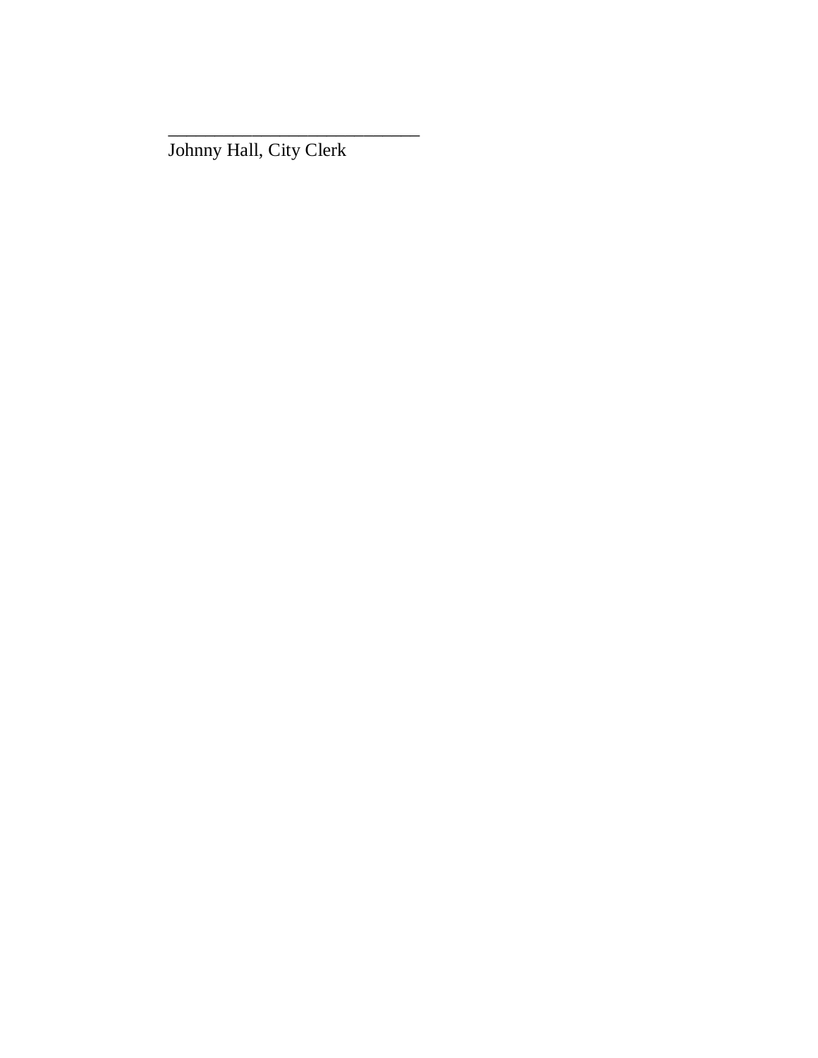____________________________
Johnny Hall, City Clerk